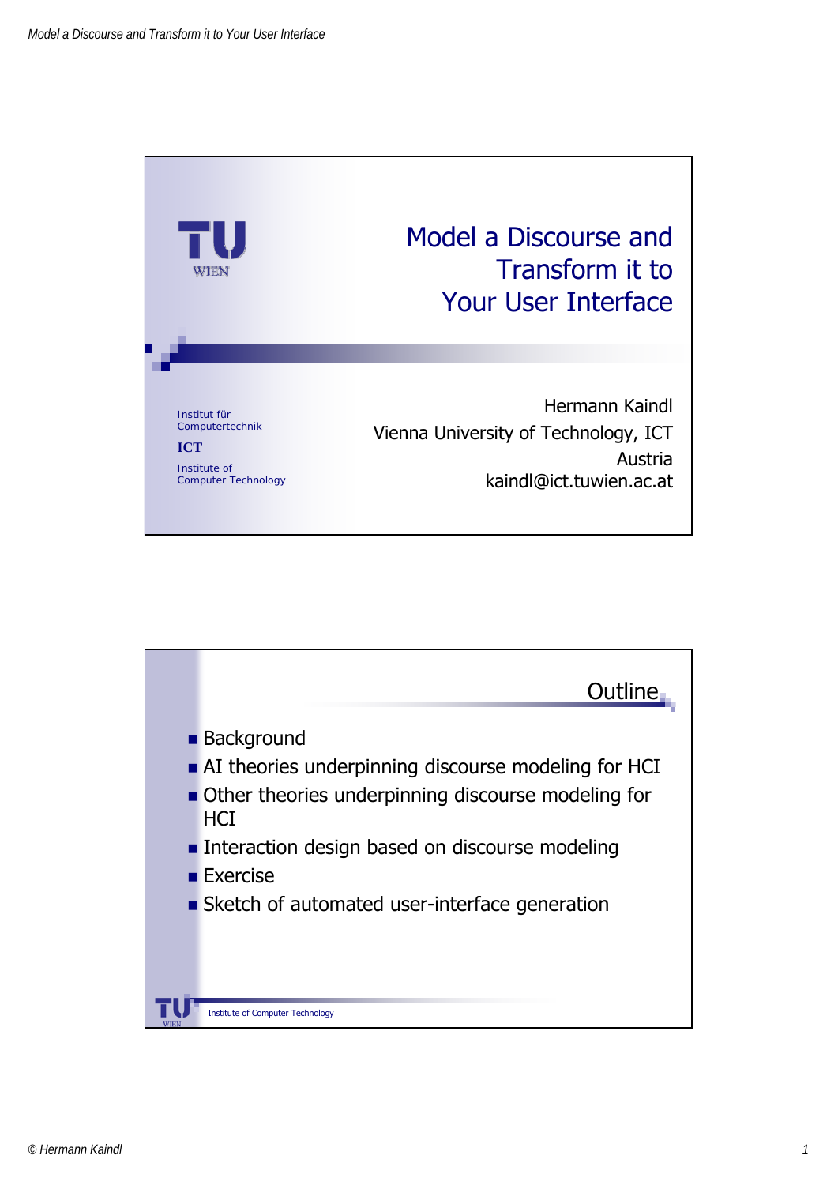# Model a Discourse and Transform it to Your User Interface

Hermann Kaindl
Vienna University of Technology, ICT
Austria
kaindl@ict.tuwien.ac.at

Institut für Computertechnik
ICT
Institute of Computer Technology

## Outline

- Background
- AI theories underpinning discourse modeling for HCI
- Other theories underpinning discourse modeling for HCI
- Interaction design based on discourse modeling
- Exercise
- Sketch of automated user-interface generation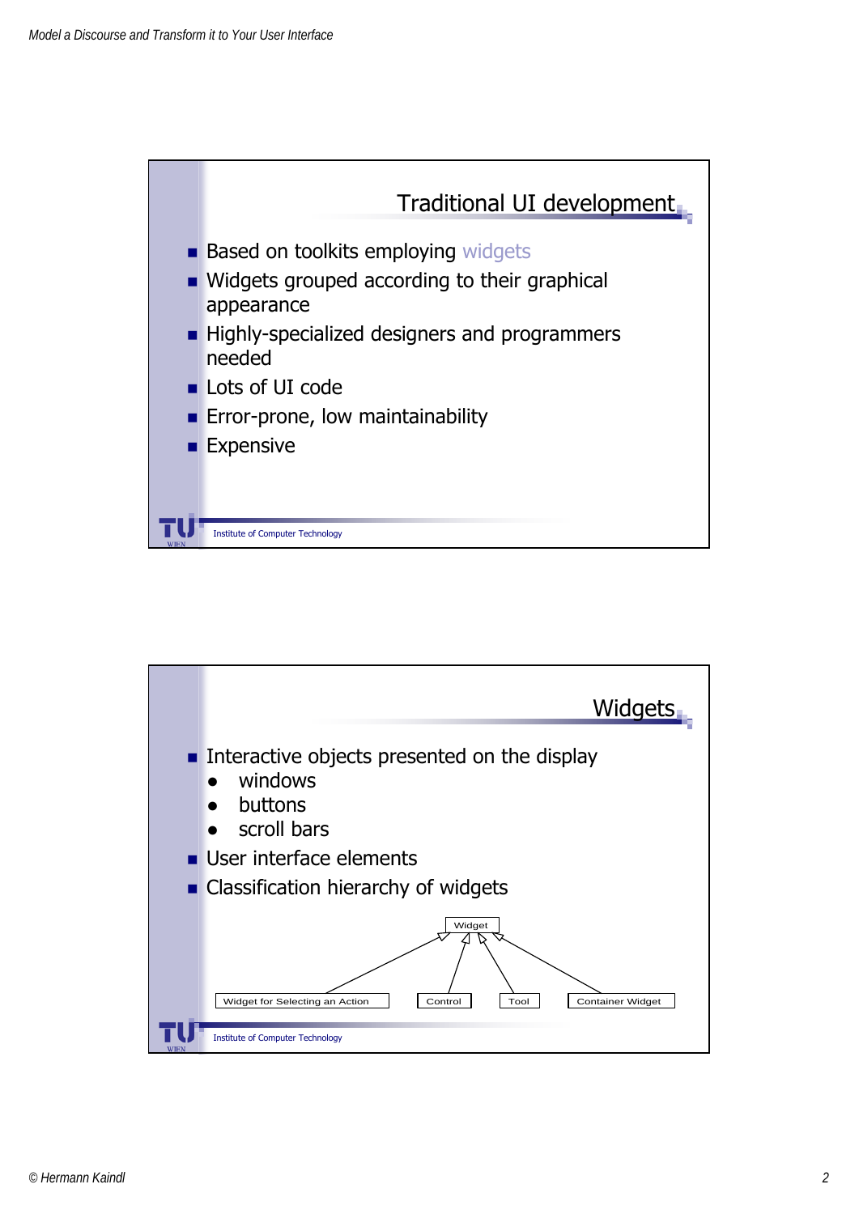## Traditional UI development

- Based on toolkits employing widgets
- Widgets grouped according to their graphical appearance
- Highly-specialized designers and programmers needed
- Lots of UI code
- Error-prone, low maintainability
- Expensive

Institute of Computer Technology

## Widgets

- Interactive objects presented on the display
  - windows
  - buttons
  - scroll bars
- User interface elements
- Classification hierarchy of widgets

Widget

Widget for Selecting an Action · Control · Tool · Container Widget

Institute of Computer Technology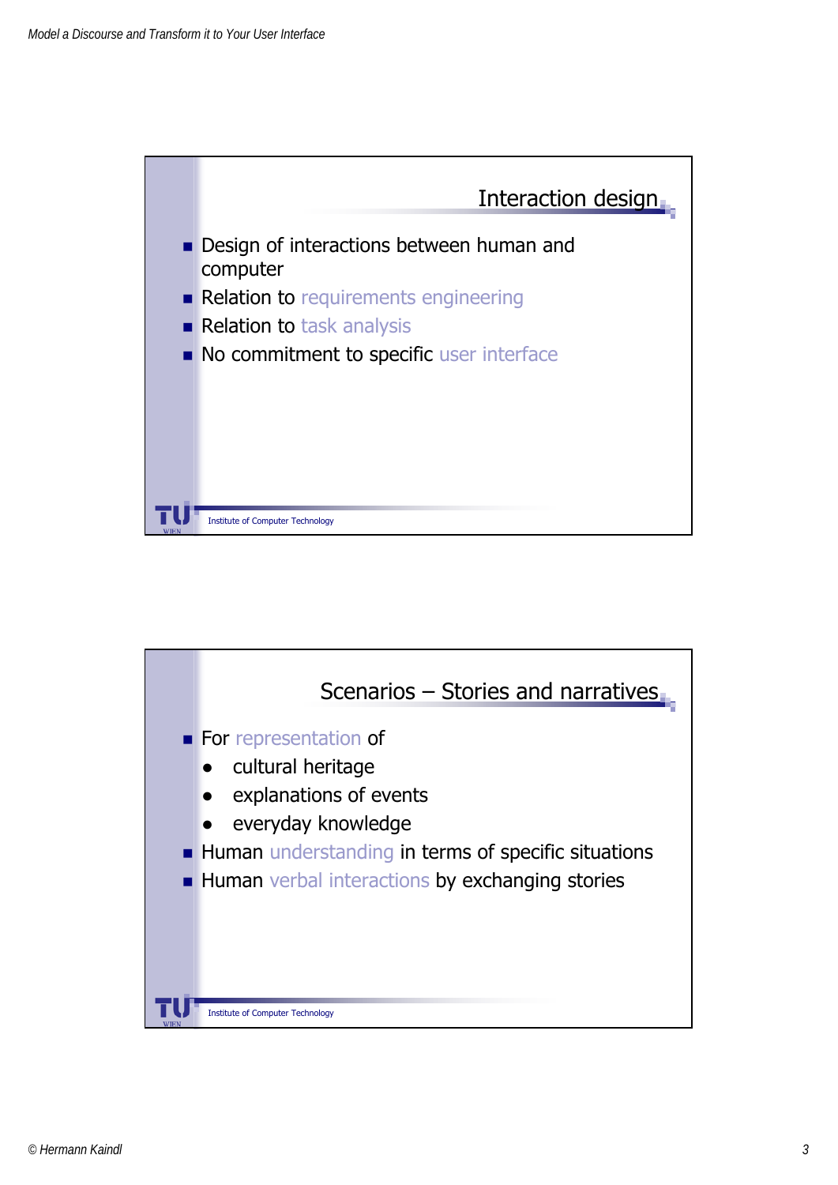## Interaction design

- Design of interactions between human and computer
- Relation to requirements engineering
- Relation to task analysis
- No commitment to specific user interface

Institute of Computer Technology

## Scenarios – Stories and narratives

- For representation of
  - cultural heritage
  - explanations of events
  - everyday knowledge
- Human understanding in terms of specific situations
- Human verbal interactions by exchanging stories

Institute of Computer Technology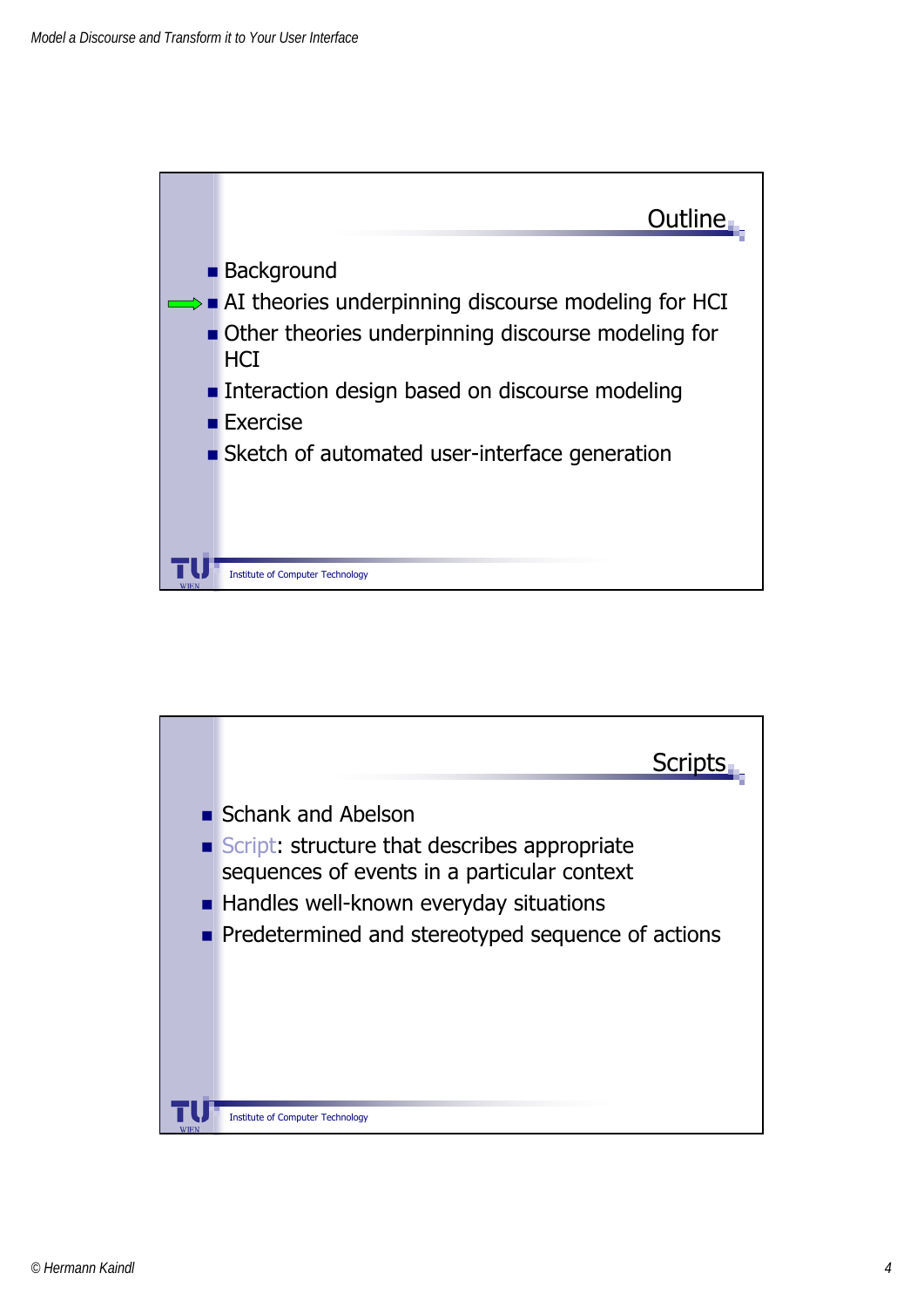## Outline

- Background
- ➡ AI theories underpinning discourse modeling for HCI
- Other theories underpinning discourse modeling for HCI
- Interaction design based on discourse modeling
- Exercise
- Sketch of automated user-interface generation

Institute of Computer Technology

## Scripts

- Schank and Abelson
- Script: structure that describes appropriate sequences of events in a particular context
- Handles well-known everyday situations
- Predetermined and stereotyped sequence of actions

Institute of Computer Technology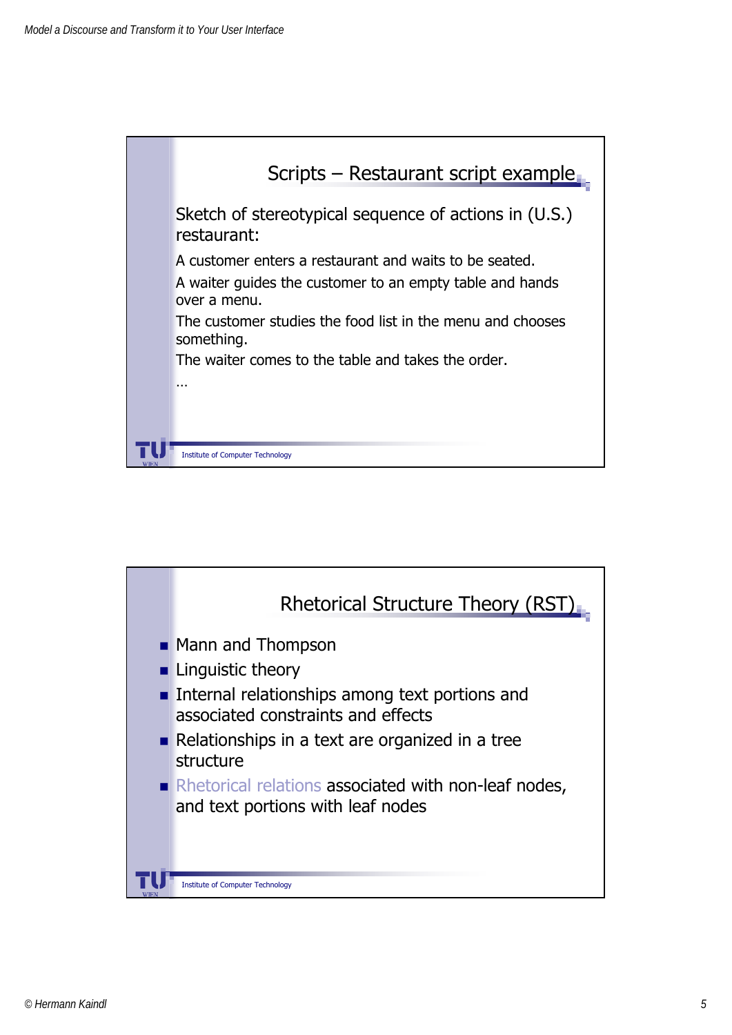## Scripts – Restaurant script example

Sketch of stereotypical sequence of actions in (U.S.) restaurant:

A customer enters a restaurant and waits to be seated.

A waiter guides the customer to an empty table and hands over a menu.

The customer studies the food list in the menu and chooses something.

The waiter comes to the table and takes the order.

…

## Rhetorical Structure Theory (RST)

- Mann and Thompson
- Linguistic theory
- Internal relationships among text portions and associated constraints and effects
- Relationships in a text are organized in a tree structure
- Rhetorical relations associated with non-leaf nodes, and text portions with leaf nodes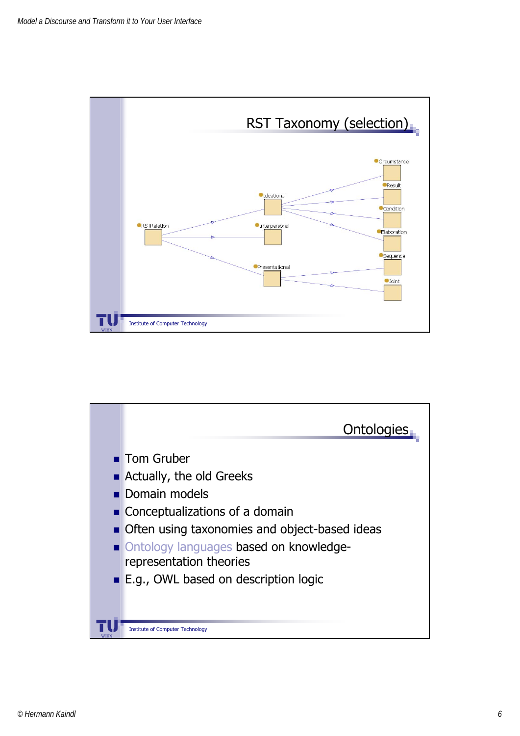## RST Taxonomy (selection)

- RSTRelation
  - Ideational
    - Circumstance
    - Result
    - Condition
    - Elaboration
  - Interpersonal
  - Presentational
    - Sequence
    - Joint

Institute of Computer Technology

## Ontologies

- Tom Gruber
- Actually, the old Greeks
- Domain models
- Conceptualizations of a domain
- Often using taxonomies and object-based ideas
- Ontology languages based on knowledge-representation theories
- E.g., OWL based on description logic

Institute of Computer Technology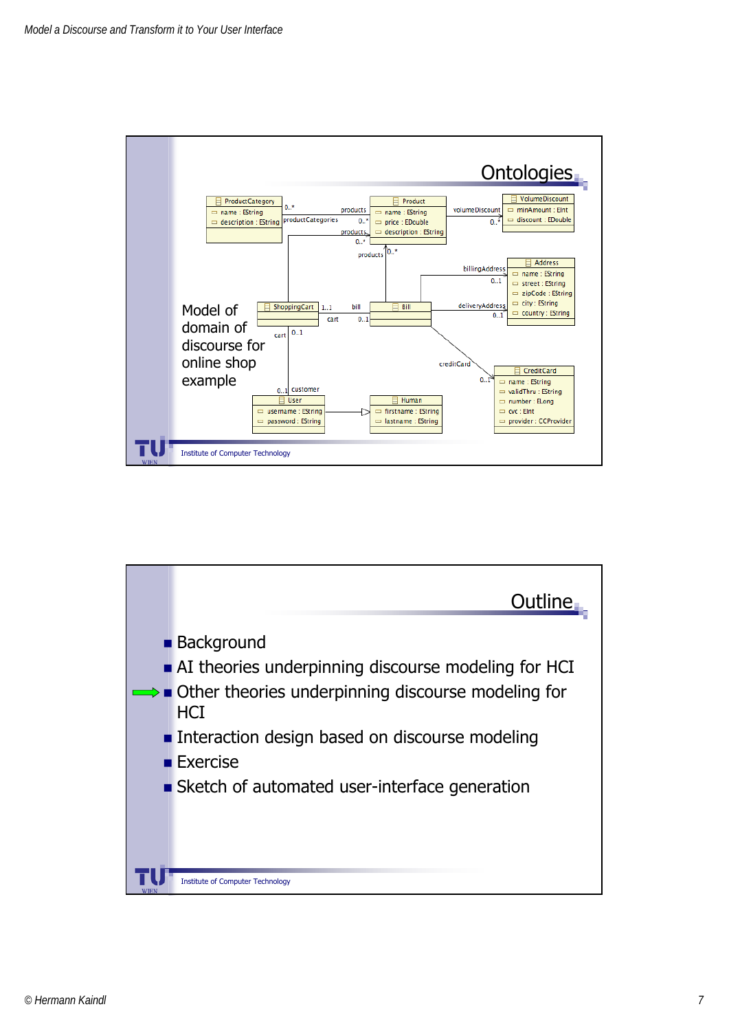## Ontologies

Model of domain of discourse for online shop example

ProductCategory
- name : EString
- description : EString

Product
- name : EString
- price : EDouble
- description : EString

VolumeDiscount
- minAmount : EInt
- discount : EDouble

Address
- name : EString
- street : EString
- zipCode : EString
- city : EString
- country : EString

ShoppingCart

Bill

CreditCard
- name : EString
- validThru : EString
- number : ELong
- cvc : EInt
- provider : CCProvider

User
- username : EString
- password : EString

Human
- firstname : EString
- lastname : EString

Institute of Computer Technology

## Outline

- Background
- AI theories underpinning discourse modeling for HCI
- ➡ Other theories underpinning discourse modeling for HCI
- Interaction design based on discourse modeling
- Exercise
- Sketch of automated user-interface generation

Institute of Computer Technology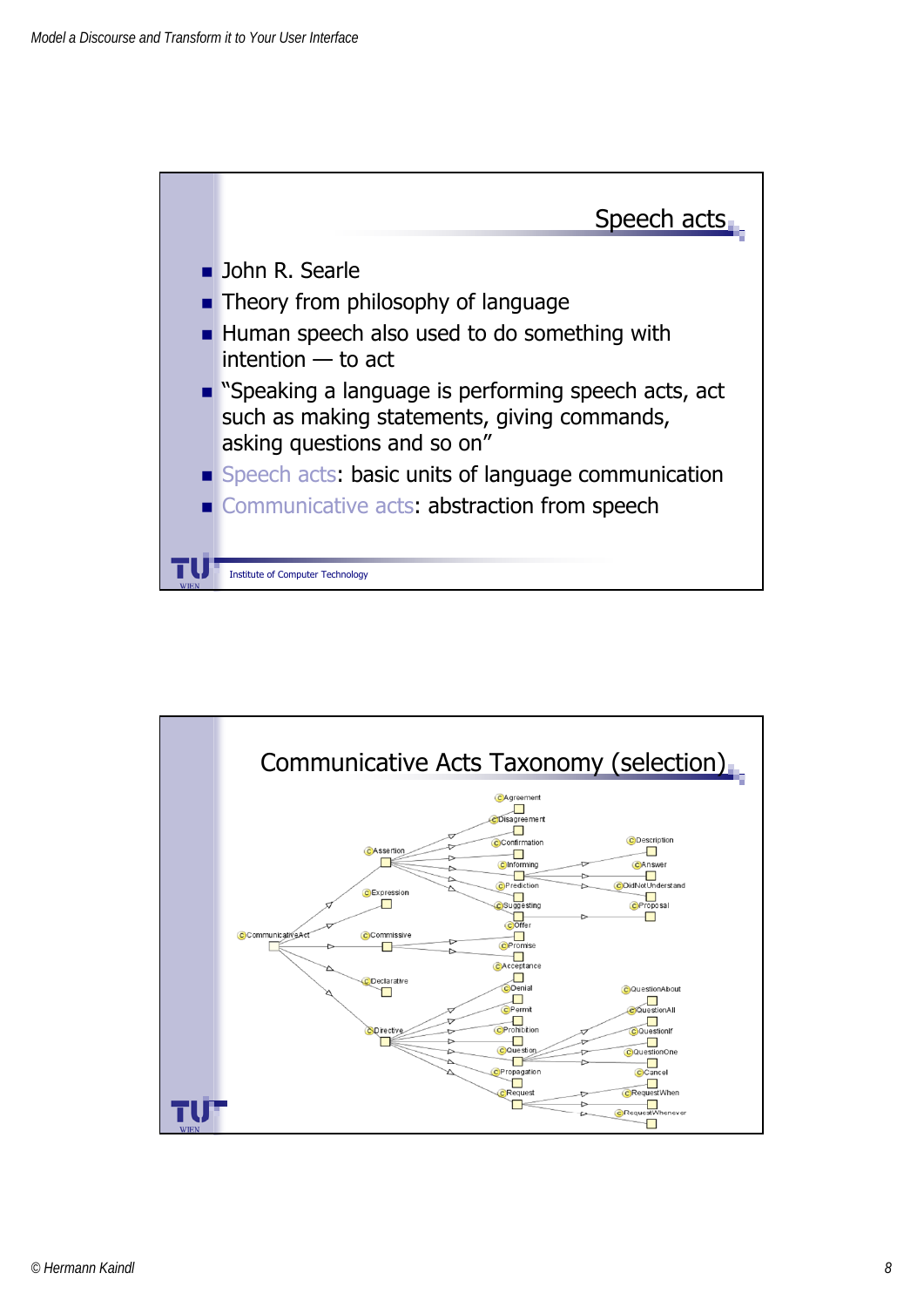## Speech acts

- John R. Searle
- Theory from philosophy of language
- Human speech also used to do something with intention — to act
- "Speaking a language is performing speech acts, act such as making statements, giving commands, asking questions and so on"
- Speech acts: basic units of language communication
- Communicative acts: abstraction from speech

Institute of Computer Technology

## Communicative Acts Taxonomy (selection)

- CommunicativeAct
  - Assertion
    - Agreement
    - Disagreement
    - Confirmation
    - Informing
      - Description
      - Answer
      - DidNotUnderstand
    - Prediction
    - Suggesting
      - Proposal
  - Expression
  - Commissive
    - Offer
    - Promise
  - Declarative
  - Directive
    - Acceptance
    - Denial
    - Permit
    - Prohibition
    - Question
      - QuestionAbout
      - QuestionAll
      - QuestionIf
      - QuestionOne
    - Propagation
    - Request
      - Cancel
      - RequestWhen
      - RequestWhenever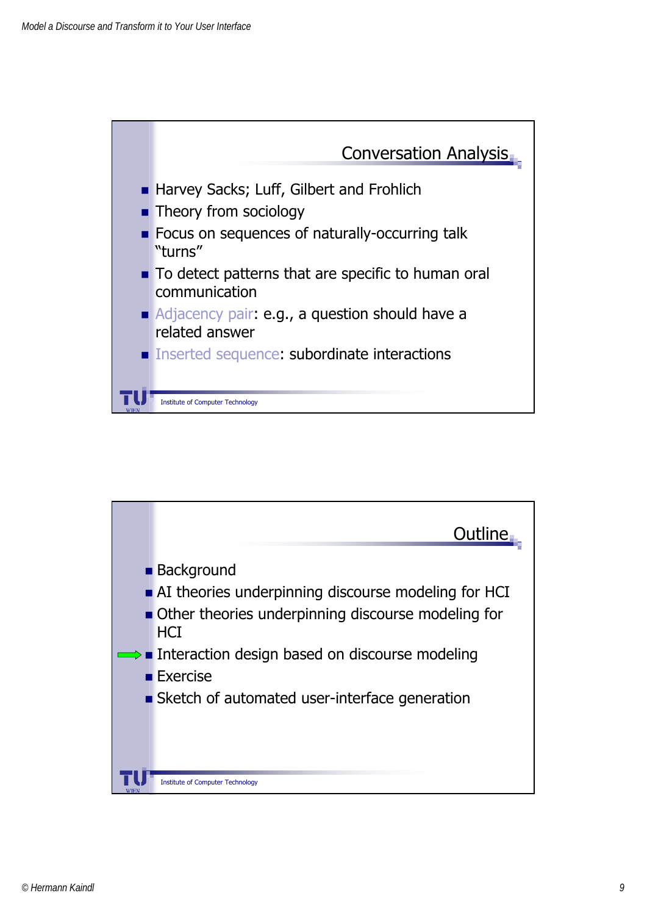## Conversation Analysis

- Harvey Sacks; Luff, Gilbert and Frohlich
- Theory from sociology
- Focus on sequences of naturally-occurring talk "turns"
- To detect patterns that are specific to human oral communication
- Adjacency pair: e.g., a question should have a related answer
- Inserted sequence: subordinate interactions

Institute of Computer Technology

## Outline

- Background
- AI theories underpinning discourse modeling for HCI
- Other theories underpinning discourse modeling for HCI
- ➡ Interaction design based on discourse modeling
- Exercise
- Sketch of automated user-interface generation

Institute of Computer Technology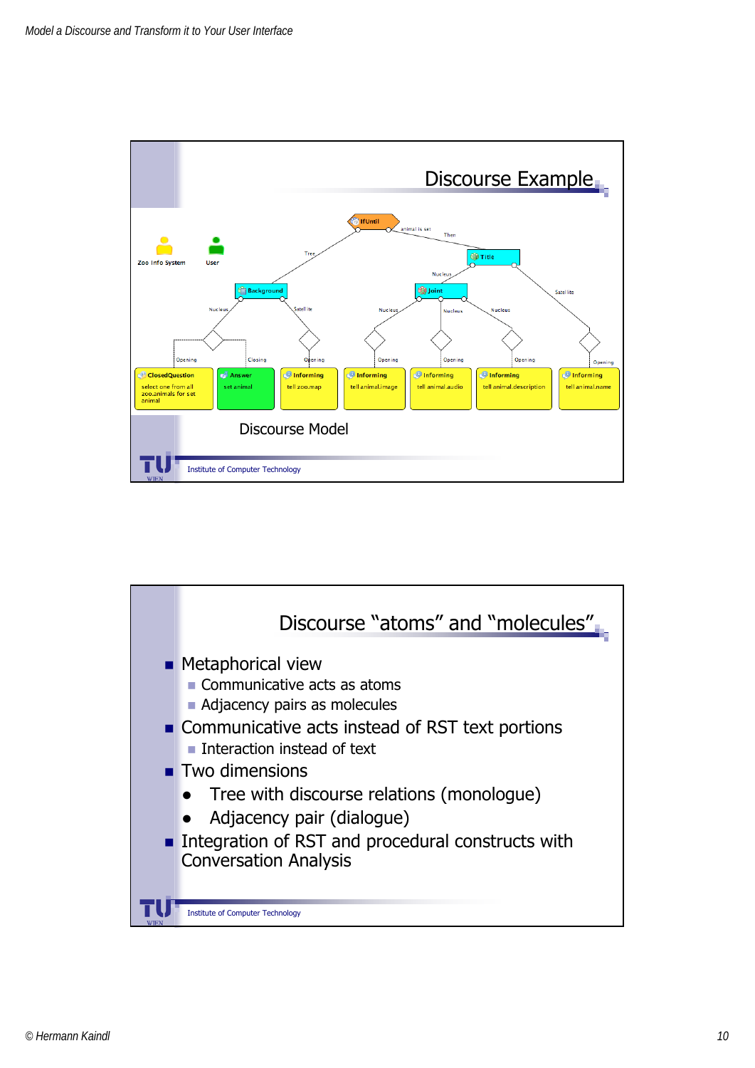## Discourse Example

Zoo Info System

User

IfUntil

animal is set

Tree

Then

Title

Nucleus

Satellite

Background

Joint

Nucleus

Satellite

Nucleus

Nucleus

Nucleus

Opening

Closing

Opening

Opening

Opening

Opening

Opening

ClosedQuestion
select one from all zoo.animals for set animal

Answer
set animal

Informing
tell zoo.map

Informing
tell animal.image

Informing
tell animal.audio

Informing
tell animal.description

Informing
tell animal.name

Discourse Model

Institute of Computer Technology

## Discourse "atoms" and "molecules"

- Metaphorical view
  - Communicative acts as atoms
  - Adjacency pairs as molecules
- Communicative acts instead of RST text portions
  - Interaction instead of text
- Two dimensions
  - Tree with discourse relations (monologue)
  - Adjacency pair (dialogue)
- Integration of RST and procedural constructs with Conversation Analysis

Institute of Computer Technology

© Hermann Kaindl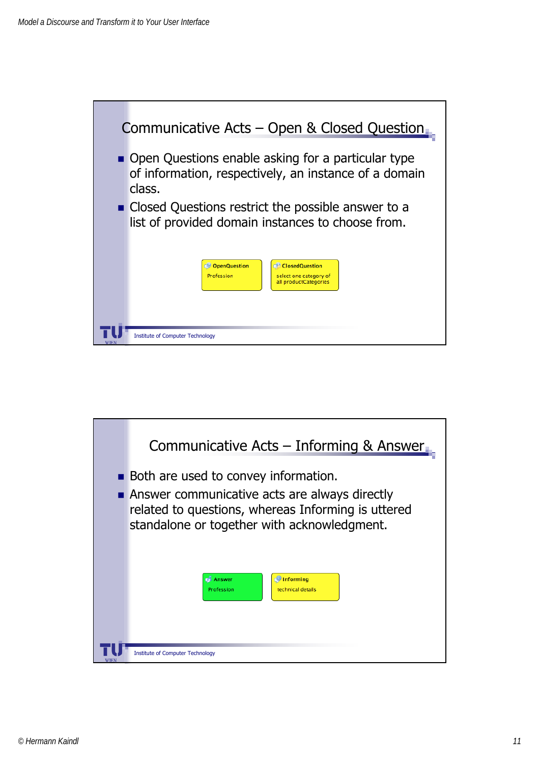## Communicative Acts – Open & Closed Question

- Open Questions enable asking for a particular type of information, respectively, an instance of a domain class.
- Closed Questions restrict the possible answer to a list of provided domain instances to choose from.

**OpenQuestion**
Profession

**ClosedQuestion**
select one category of all productCategories

Institute of Computer Technology

## Communicative Acts – Informing & Answer

- Both are used to convey information.
- Answer communicative acts are always directly related to questions, whereas Informing is uttered standalone or together with acknowledgment.

**Answer**
Profession

**Informing**
technical details

Institute of Computer Technology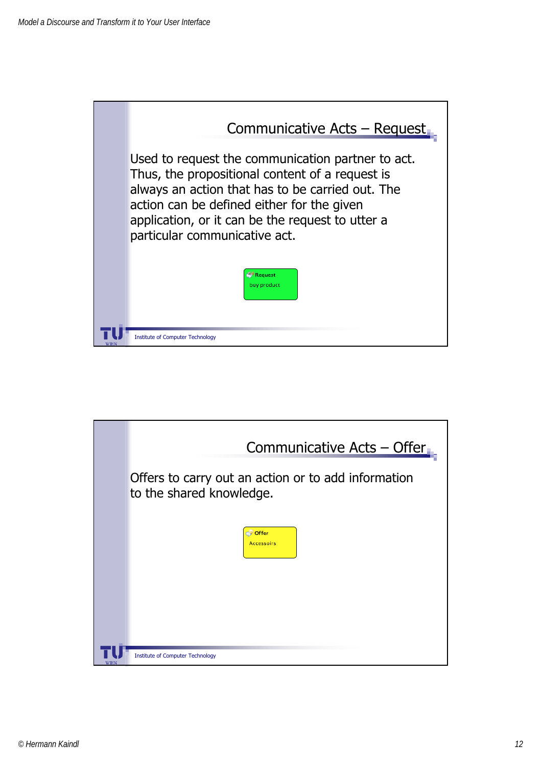## Communicative Acts – Request

Used to request the communication partner to act. Thus, the propositional content of a request is always an action that has to be carried out. The action can be defined either for the given application, or it can be the request to utter a particular communicative act.

**Request**
buy product

Institute of Computer Technology

## Communicative Acts – Offer

Offers to carry out an action or to add information to the shared knowledge.

**Offer**
Accessoirs

Institute of Computer Technology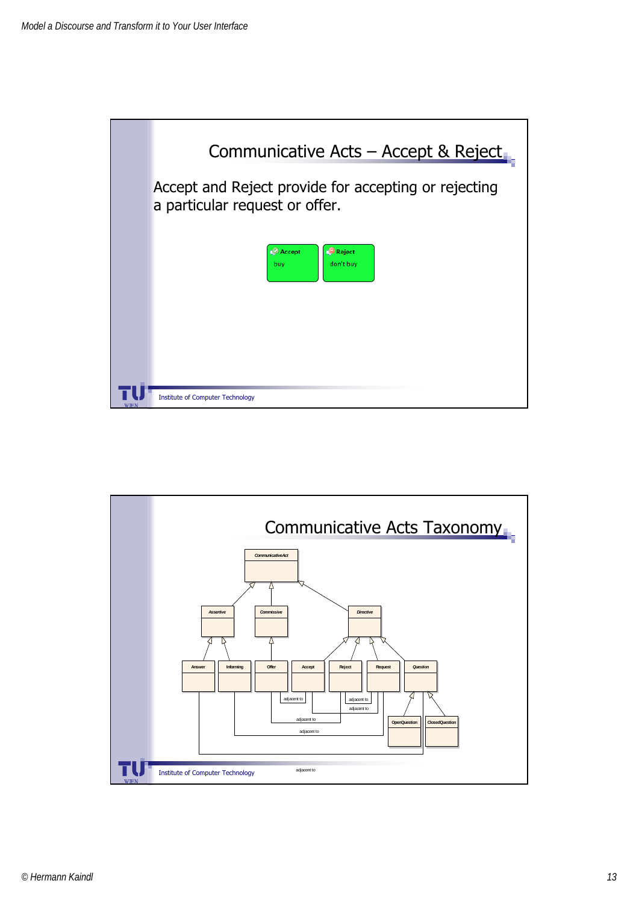## Communicative Acts – Accept & Reject

Accept and Reject provide for accepting or rejecting a particular request or offer.

Accept
buy

Reject
don't buy

Institute of Computer Technology

## Communicative Acts Taxonomy

CommunicativeAct

Assertive

Commissive

Directive

Answer

Informing

Offer

Accept

Reject

Request

Question

OpenQuestion

ClosedQuestion

adjacent to

adjacent to

adjacent to

adjacent to

adjacent to

adjacent to

Institute of Computer Technology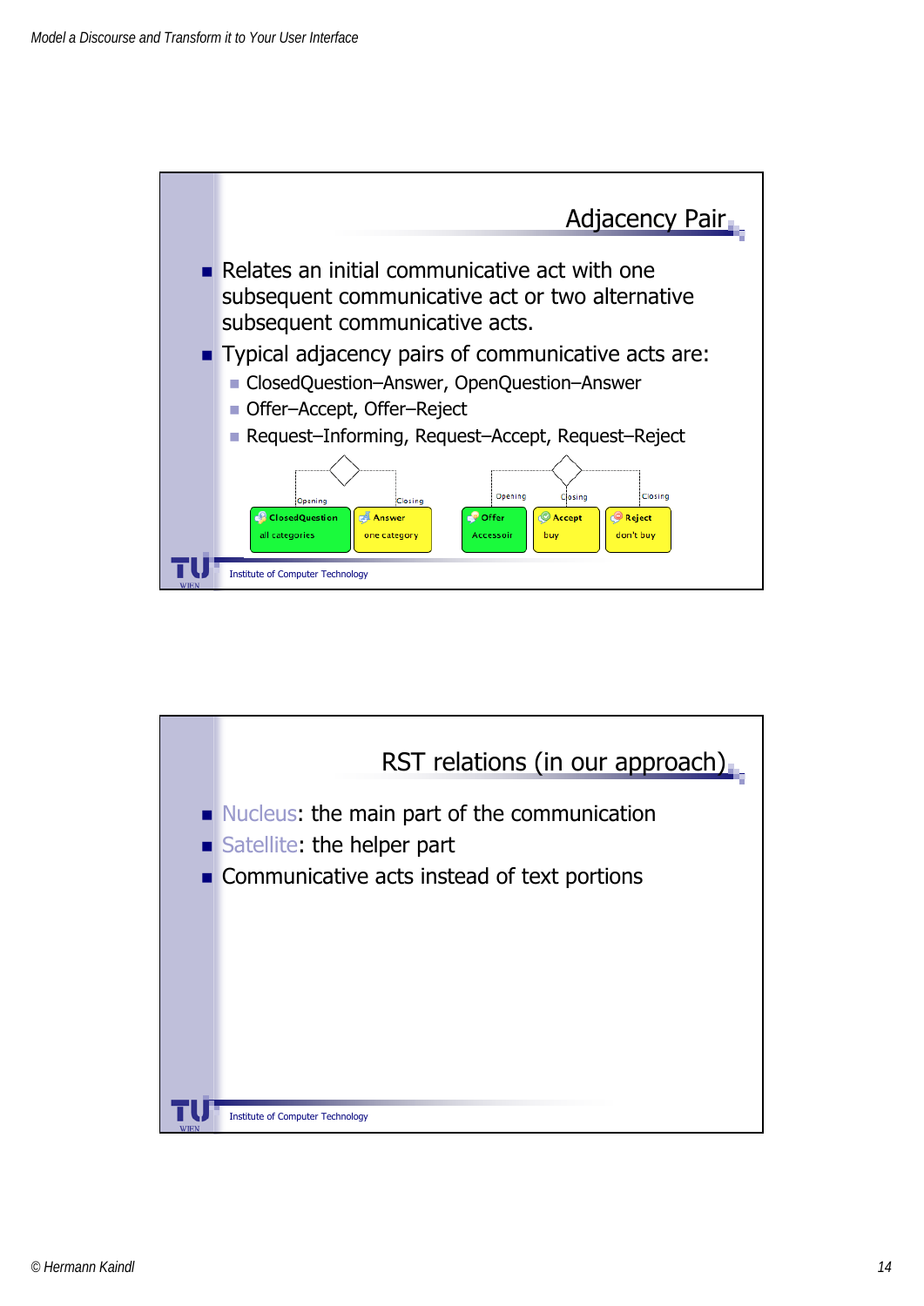## Adjacency Pair

- Relates an initial communicative act with one subsequent communicative act or two alternative subsequent communicative acts.
- Typical adjacency pairs of communicative acts are:
  - ClosedQuestion–Answer, OpenQuestion–Answer
  - Offer–Accept, Offer–Reject
  - Request–Informing, Request–Accept, Request–Reject

Opening | Closing | Opening | Closing | Closing

ClosedQuestion all categories | Answer one category | Offer Accessoir | Accept buy | Reject don't buy

Institute of Computer Technology

## RST relations (in our approach)

- Nucleus: the main part of the communication
- Satellite: the helper part
- Communicative acts instead of text portions

Institute of Computer Technology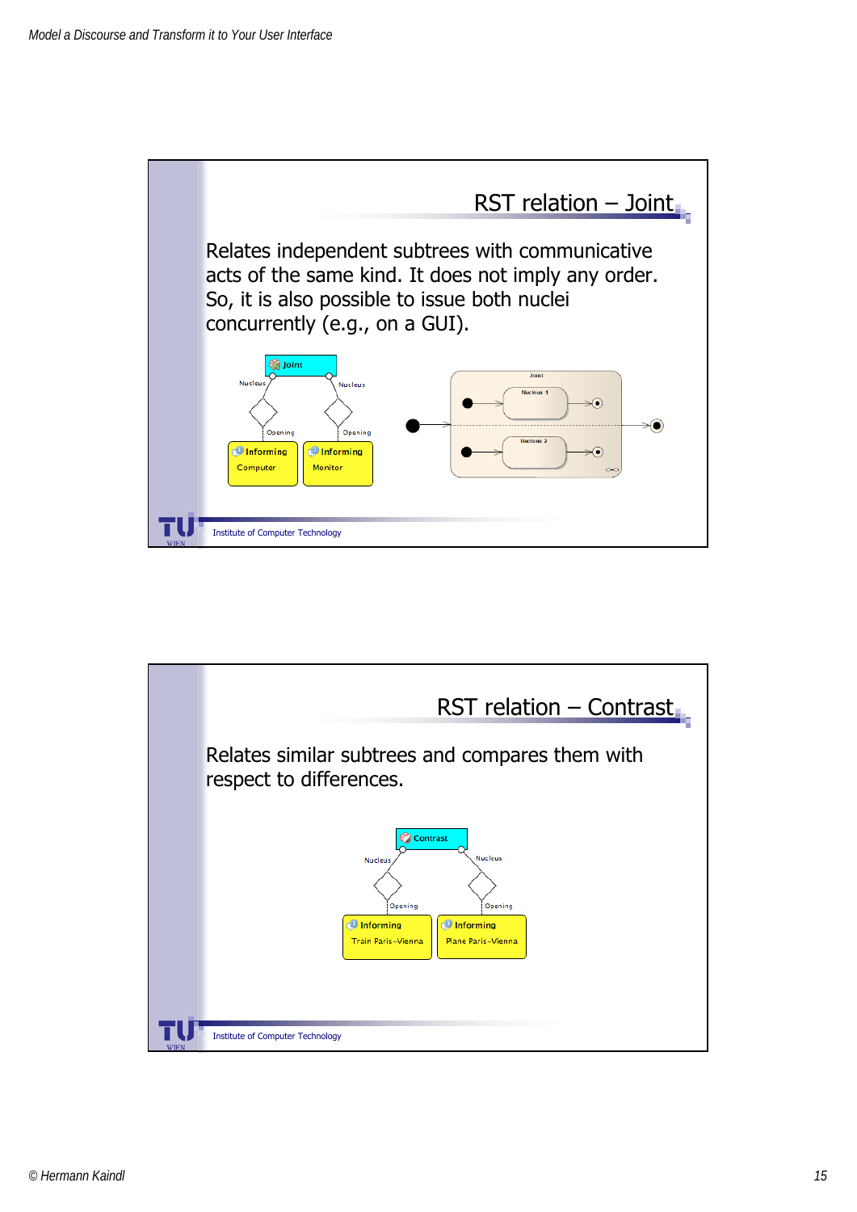## RST relation – Joint

Relates independent subtrees with communicative acts of the same kind. It does not imply any order. So, it is also possible to issue both nuclei concurrently (e.g., on a GUI).

Joint

Nucleus — Nucleus

Opening — Opening

Informing Computer — Informing Monitor

Joint: Nucleus 1, Nucleus 2

Institute of Computer Technology

## RST relation – Contrast

Relates similar subtrees and compares them with respect to differences.

Contrast

Nucleus — Nucleus

Opening — Opening

Informing Train Paris–Vienna — Informing Plane Paris–Vienna

Institute of Computer Technology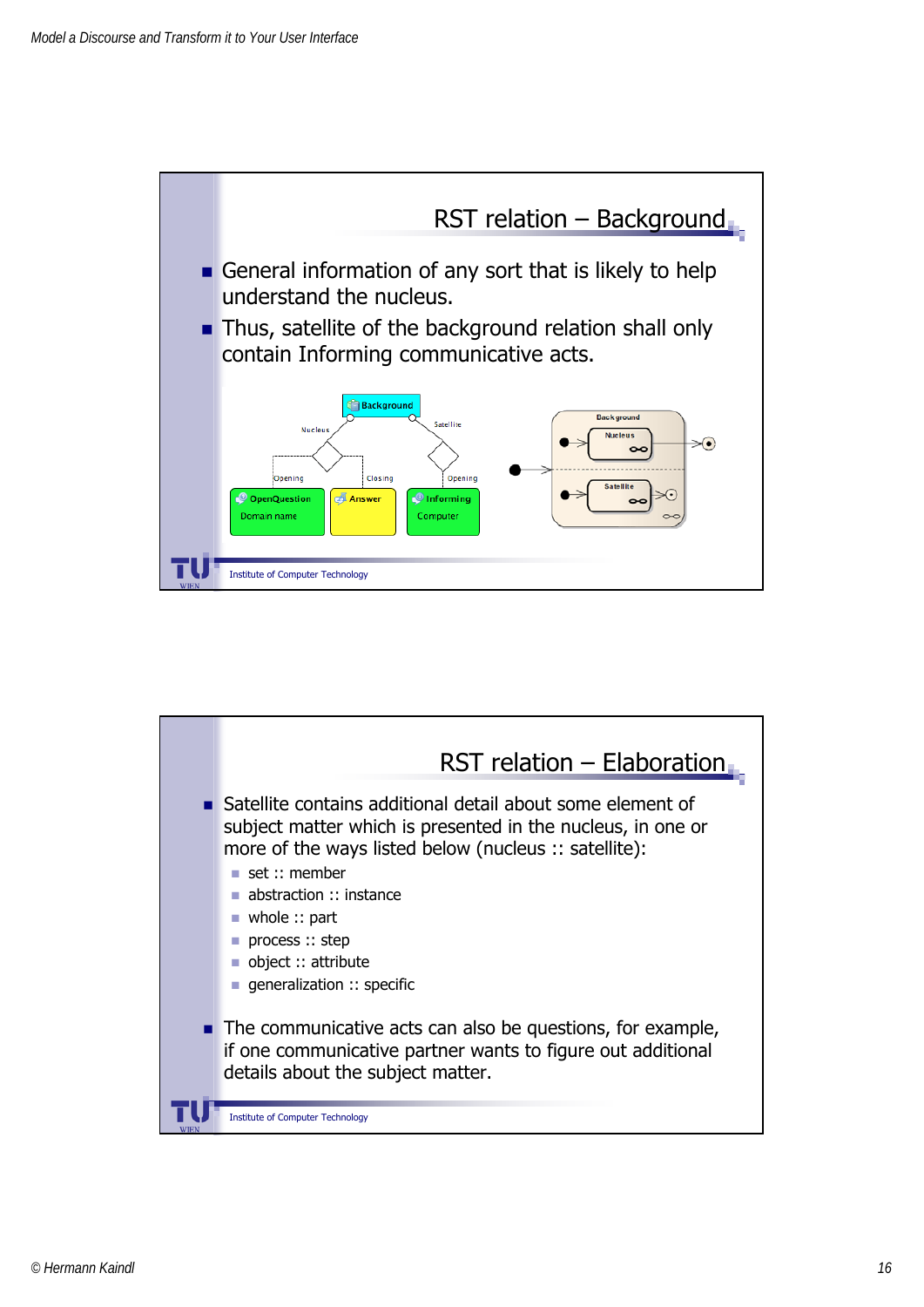## RST relation – Background

- General information of any sort that is likely to help understand the nucleus.
- Thus, satellite of the background relation shall only contain Informing communicative acts.

## RST relation – Elaboration

- Satellite contains additional detail about some element of subject matter which is presented in the nucleus, in one or more of the ways listed below (nucleus :: satellite):
  - set :: member
  - abstraction :: instance
  - whole :: part
  - process :: step
  - object :: attribute
  - generalization :: specific
- The communicative acts can also be questions, for example, if one communicative partner wants to figure out additional details about the subject matter.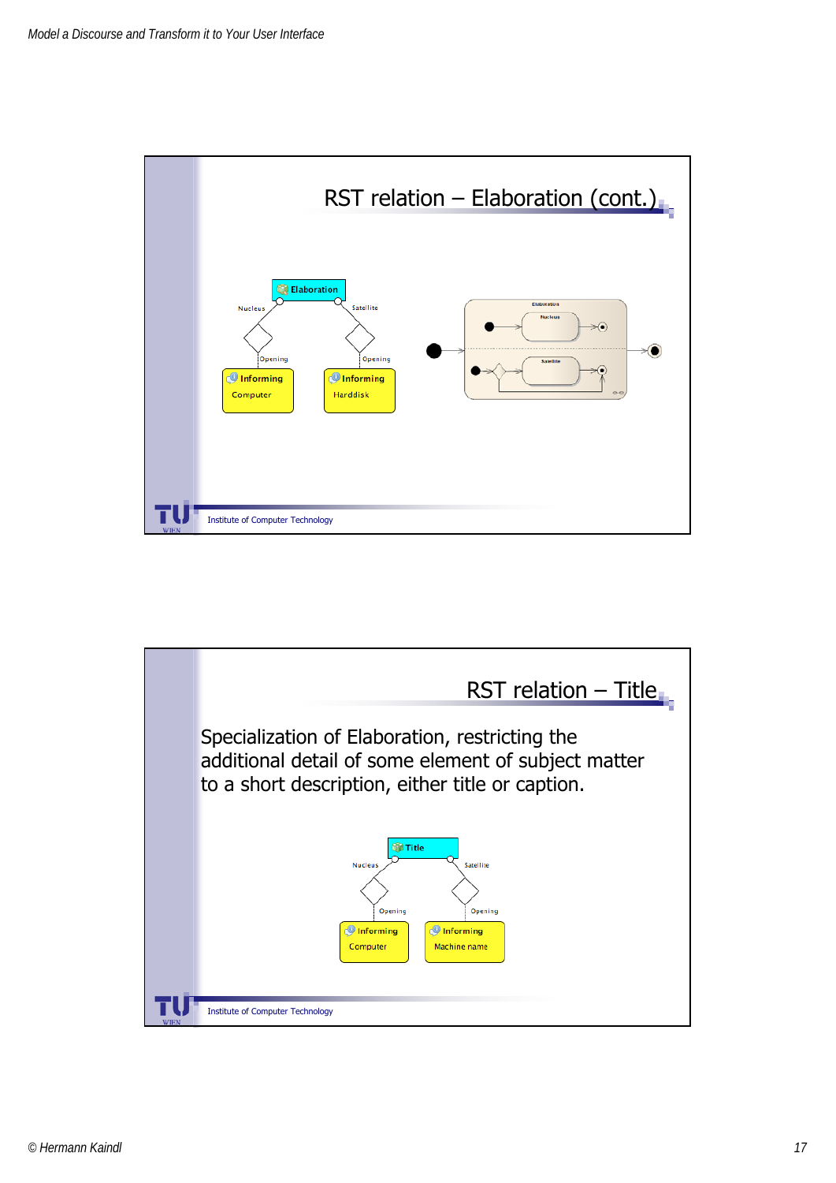## RST relation – Elaboration (cont.)

## RST relation – Title

Specialization of Elaboration, restricting the additional detail of some element of subject matter to a short description, either title or caption.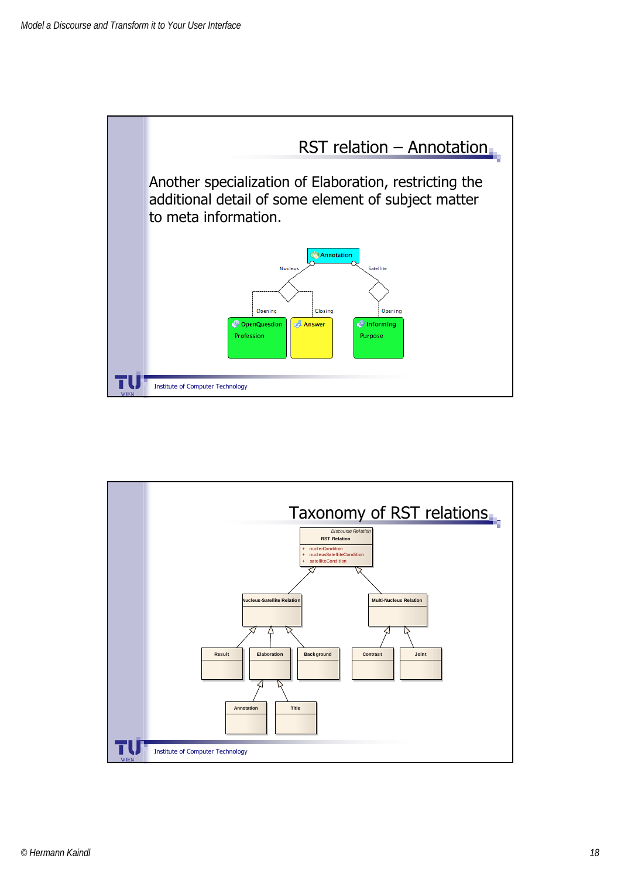## RST relation – Annotation

Another specialization of Elaboration, restricting the additional detail of some element of subject matter to meta information.

Annotation

Nucleus — Satellite

Opening — Closing — Opening

OpenQuestion: Profession

Answer

Informing: Purpose

Institute of Computer Technology

## Taxonomy of RST relations

*Discourse Relation*

**RST Relation**

- + nucleiCondition
- + nucleusSatelliteCondition
- + satelliteCondition

Nucleus-Satellite Relation

Multi-Nucleus Relation

Result

Elaboration

Background

Contrast

Joint

Annotation

Title

Institute of Computer Technology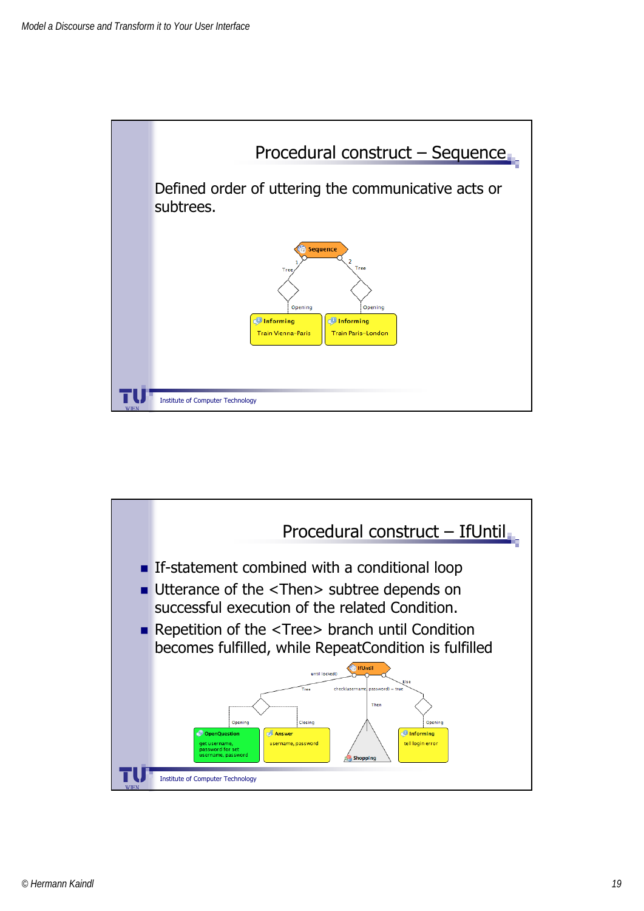## Procedural construct – Sequence

Defined order of uttering the communicative acts or subtrees.

Sequence

1 Tree — Opening — Informing: Train Vienna–Paris

2 Tree — Opening — Informing: Train Paris–London

## Procedural construct – IfUntil

- If-statement combined with a conditional loop
- Utterance of the <Then> subtree depends on successful execution of the related Condition.
- Repetition of the <Tree> branch until Condition becomes fulfilled, while RepeatCondition is fulfilled

IfUntil

until locked()

Tree — check(username, password) = true — Else

Opening — OpenQuestion: get username, password for set username, password

Closing — Answer: username, password

Then — Shopping

Opening — Informing: tell login error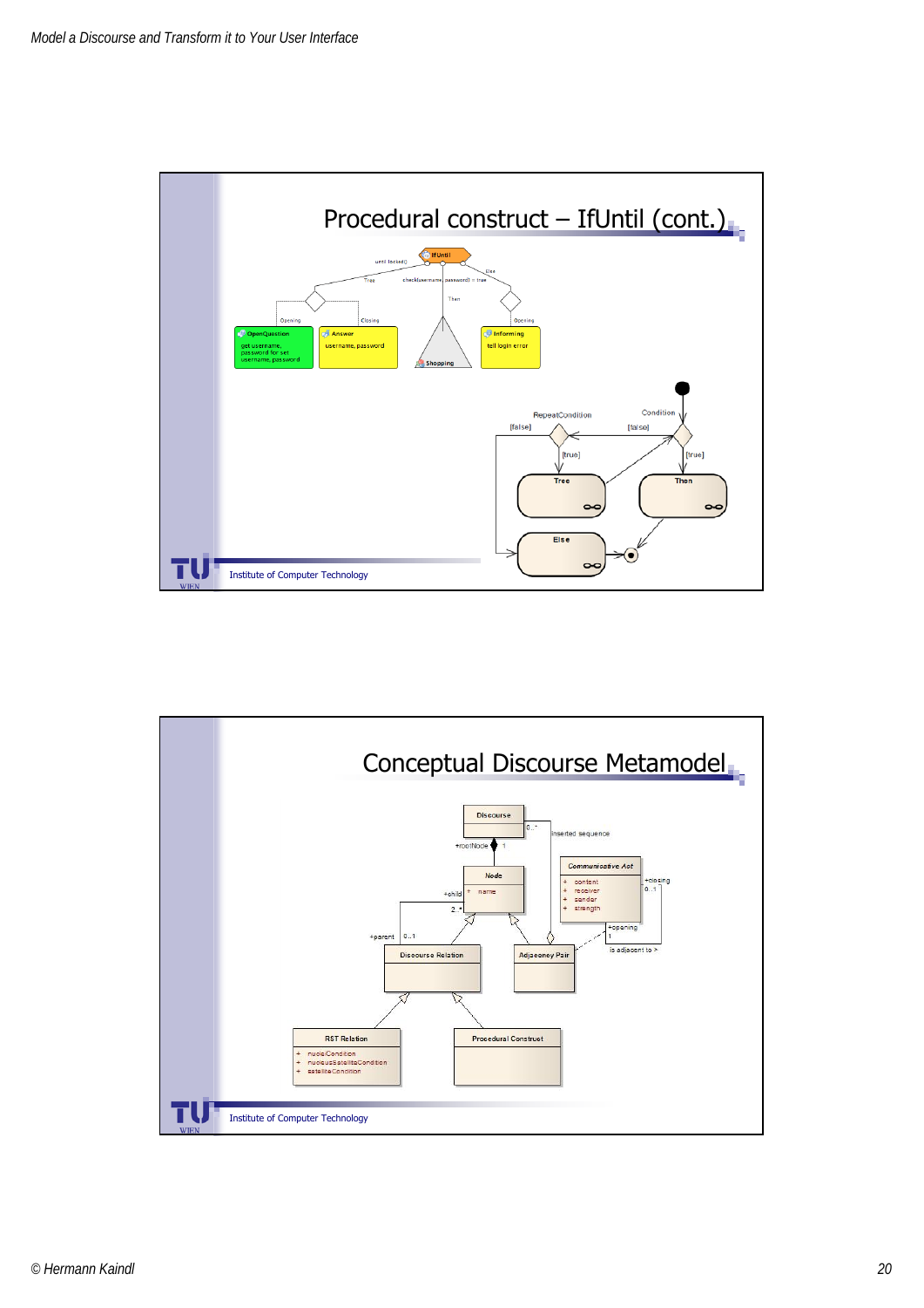## Procedural construct – IfUntil (cont.)

IfUntil

until locked()

Tree

check(username, password) = true

Else

Then

Opening

Closing

Opening

OpenQuestion

get username, password for set username, password

Answer

username, password

Shopping

Informing

tell login error

RepeatCondition

Condition

[false]

[false]

[true]

[true]

Tree

Then

Else

Institute of Computer Technology

## Conceptual Discourse Metamodel

Discourse

0..\*

inserted sequence

+rootNode 1

Node

+ name

+child

2..\*

Communicative Act

+ content
+ receiver
+ sender
+ strength

+closing

0..1

+opening

1

is adjacent to >

+parent 0..1

Discourse Relation

Adjacency Pair

RST Relation

+ nuclConditon
+ nucleusSatelliteCondition
+ satelliteCondition

Procedural Construct

Institute of Computer Technology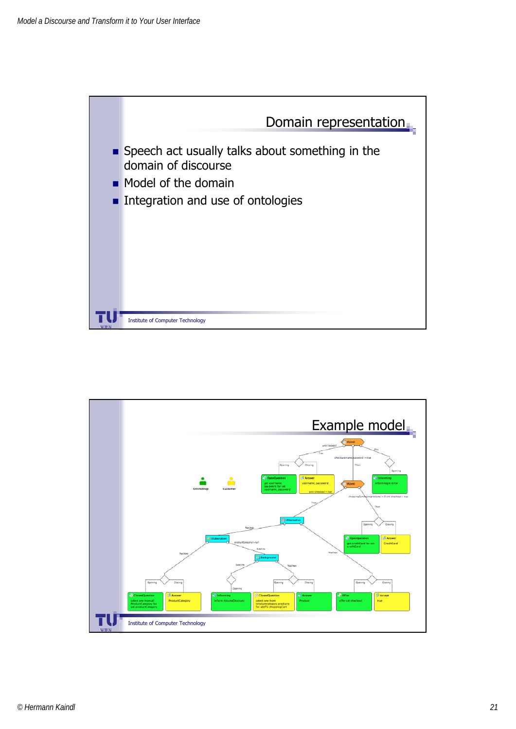## Domain representation

- Speech act usually talks about something in the domain of discourse
- Model of the domain
- Integration and use of ontologies

Institute of Computer Technology

## Example model

Institute of Computer Technology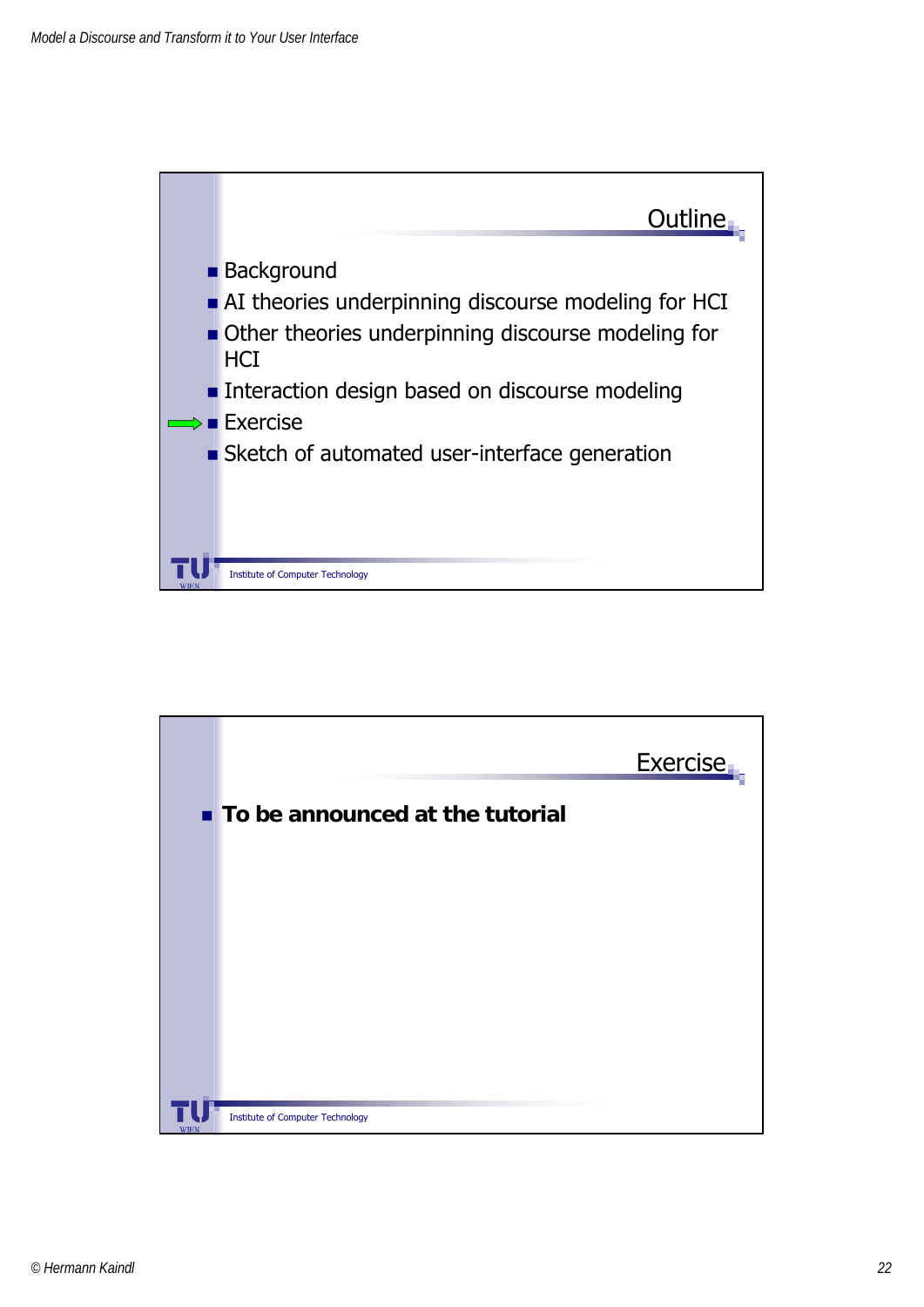## Outline

- Background
- AI theories underpinning discourse modeling for HCI
- Other theories underpinning discourse modeling for HCI
- Interaction design based on discourse modeling
- Exercise
- Sketch of automated user-interface generation

Institute of Computer Technology

## Exercise

- **To be announced at the tutorial**

Institute of Computer Technology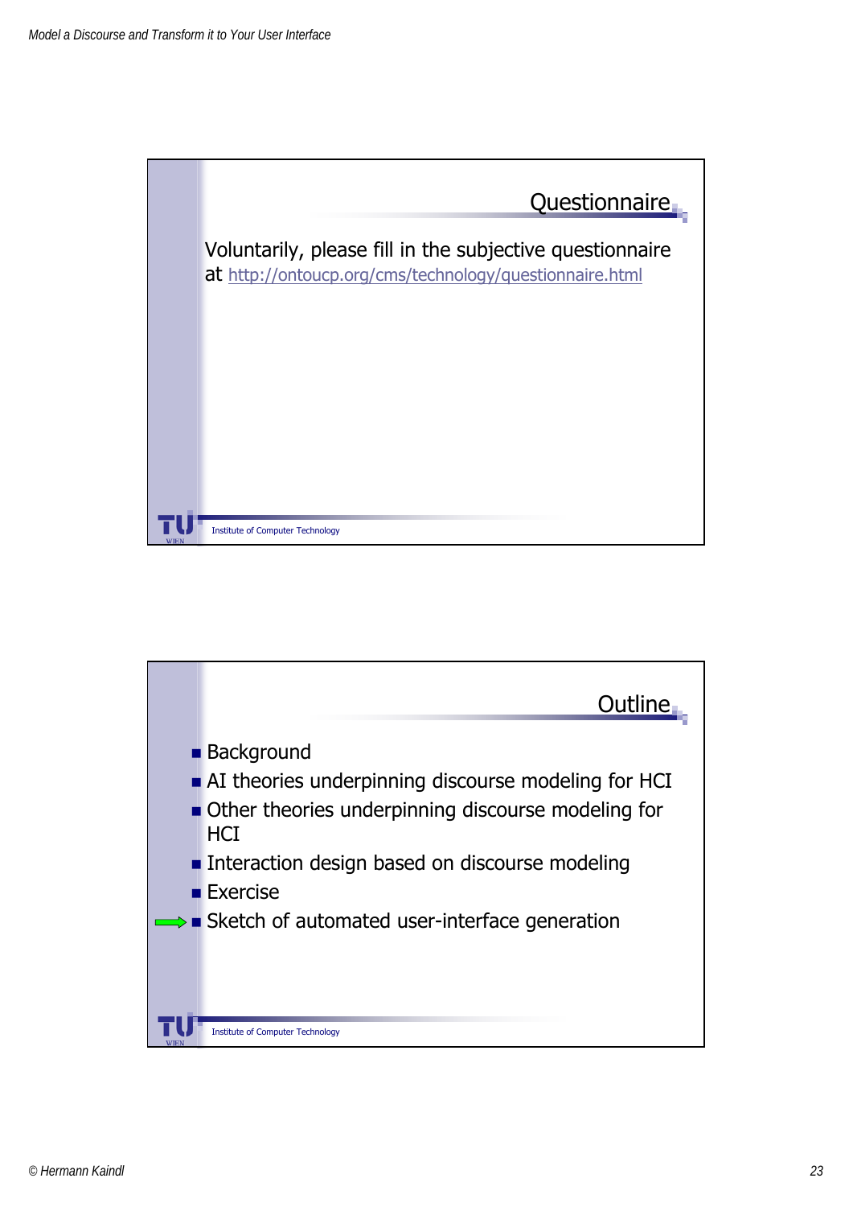## Questionnaire

Voluntarily, please fill in the subjective questionnaire at http://ontoucp.org/cms/technology/questionnaire.html

## Outline

- Background
- AI theories underpinning discourse modeling for HCI
- Other theories underpinning discourse modeling for HCI
- Interaction design based on discourse modeling
- Exercise
- ⇨ Sketch of automated user-interface generation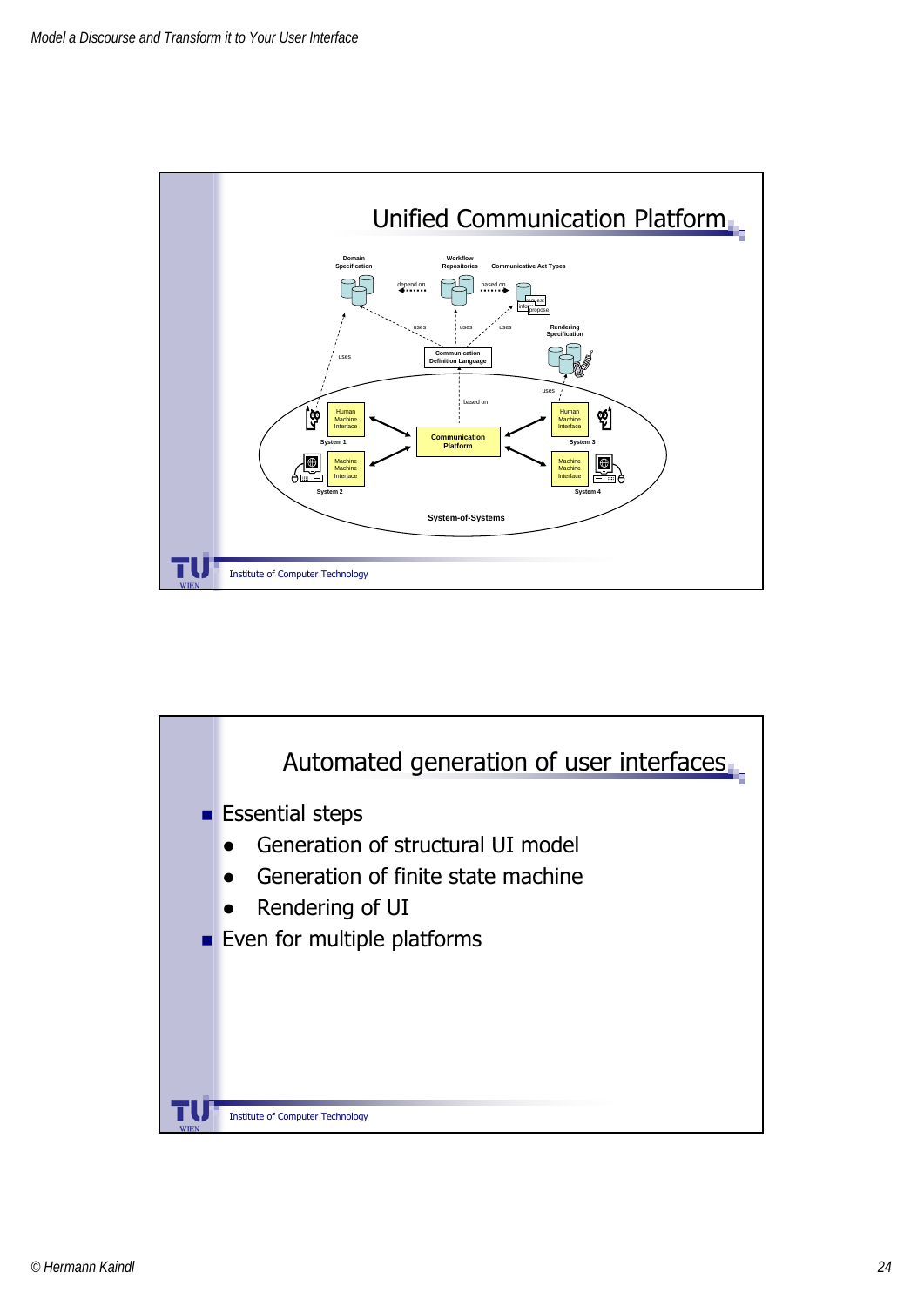## Unified Communication Platform

Domain Specification

Workflow Repositories

Communicative Act Types

depend on

based on

uses

uses

uses

uses

Rendering Specification

Communication Definition Language

based on

uses

Human Machine Interface

System 1

Machine Machine Interface

System 2

Communication Platform

Human Machine Interface

System 3

Machine Machine Interface

System 4

System-of-Systems

Institute of Computer Technology

## Automated generation of user interfaces

- Essential steps
  - Generation of structural UI model
  - Generation of finite state machine
  - Rendering of UI
- Even for multiple platforms

Institute of Computer Technology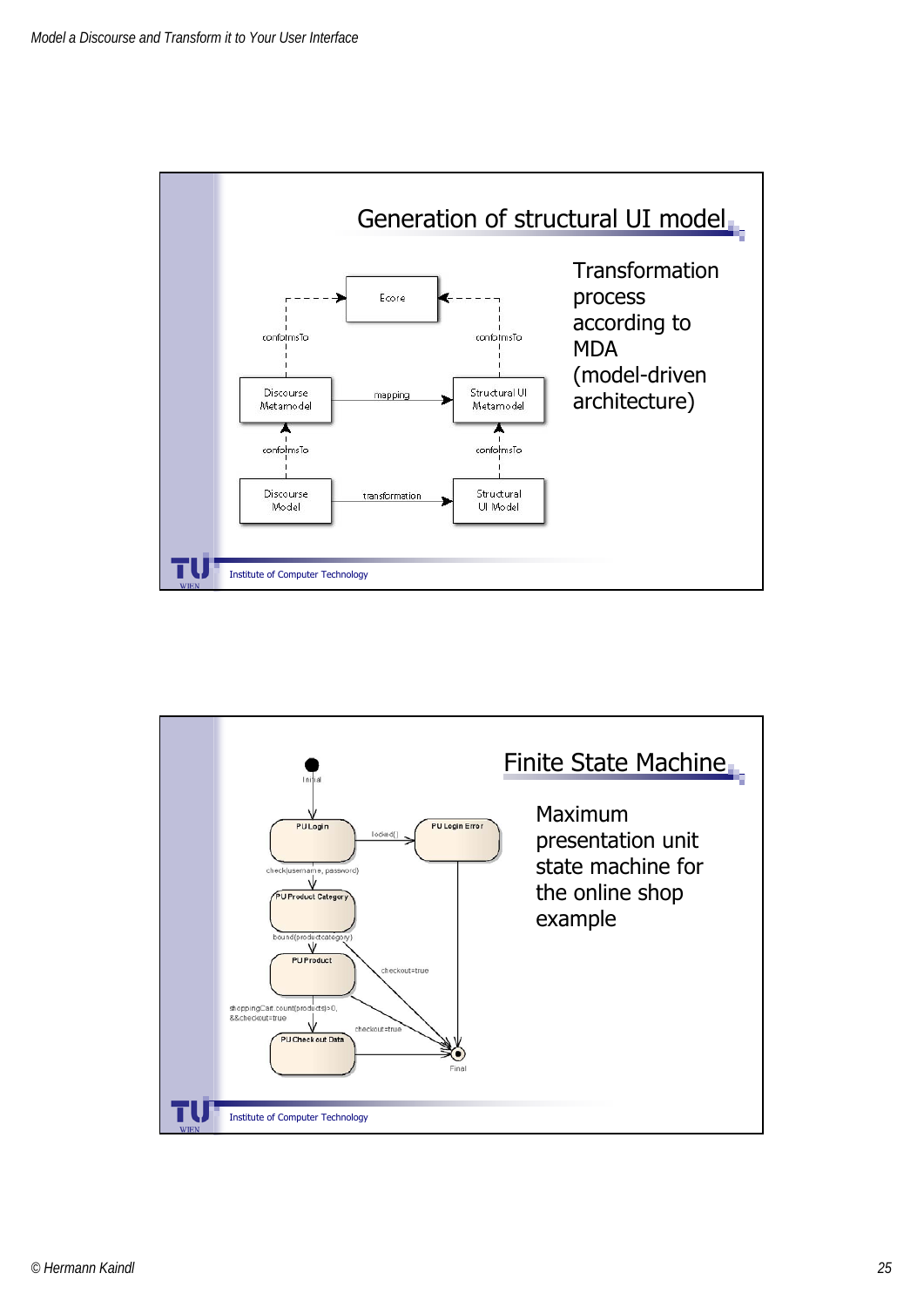## Generation of structural UI model

Ecore

conformsTo | conformsTo

Discourse Metamodel — mapping → Structural UI Metamodel

conformsTo | conformsTo

Discourse Model — transformation → Structural UI Model

Transformation process according to MDA (model-driven architecture)

Institute of Computer Technology

## Finite State Machine

Initial

PU Login — locked() → PU Login Error

check(username, password)

PU Product Category

bound(productcategory)

PU Product

checkout=true

shoppingCart.count(products)>0, &&checkout=true

checkout=true

PU Check out Data

Final

Maximum presentation unit state machine for the online shop example

Institute of Computer Technology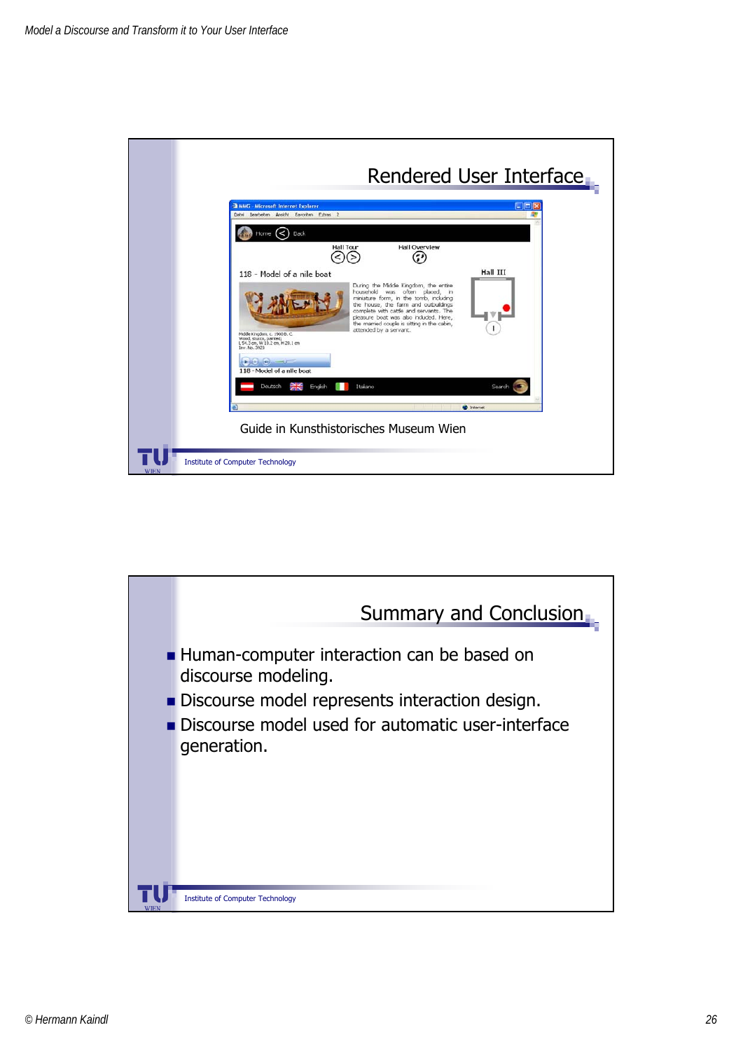## Rendered User Interface

Guide in Kunsthistorisches Museum Wien

Institute of Computer Technology

## Summary and Conclusion

- Human-computer interaction can be based on discourse modeling.
- Discourse model represents interaction design.
- Discourse model used for automatic user-interface generation.

Institute of Computer Technology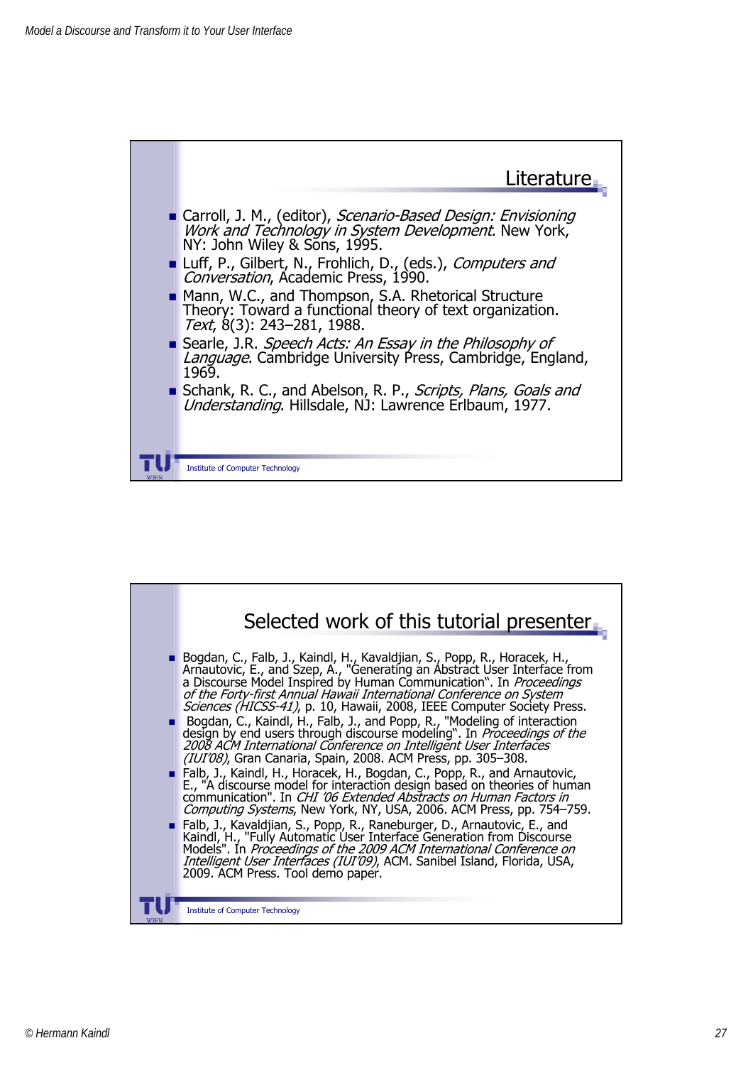## Literature

- Carroll, J. M., (editor), *Scenario-Based Design: Envisioning Work and Technology in System Development*. New York, NY: John Wiley & Sons, 1995.
- Luff, P., Gilbert, N., Frohlich, D., (eds.), *Computers and Conversation*, Academic Press, 1990.
- Mann, W.C., and Thompson, S.A. Rhetorical Structure Theory: Toward a functional theory of text organization. *Text*, 8(3): 243–281, 1988.
- Searle, J.R. *Speech Acts: An Essay in the Philosophy of Language*. Cambridge University Press, Cambridge, England, 1969.
- Schank, R. C., and Abelson, R. P., *Scripts, Plans, Goals and Understanding*. Hillsdale, NJ: Lawrence Erlbaum, 1977.

Institute of Computer Technology

## Selected work of this tutorial presenter

- Bogdan, C., Falb, J., Kaindl, H., Kavaldjian, S., Popp, R., Horacek, H., Arnautovic, E., and Szep, A., "Generating an Abstract User Interface from a Discourse Model Inspired by Human Communication". In *Proceedings of the Forty-first Annual Hawaii International Conference on System Sciences (HICSS-41)*, p. 10, Hawaii, 2008, IEEE Computer Society Press.
- Bogdan, C., Kaindl, H., Falb, J., and Popp, R., "Modeling of interaction design by end users through discourse modeling". In *Proceedings of the 2008 ACM International Conference on Intelligent User Interfaces (IUI'08)*, Gran Canaria, Spain, 2008. ACM Press, pp. 305–308.
- Falb, J., Kaindl, H., Horacek, H., Bogdan, C., Popp, R., and Arnautovic, E., "A discourse model for interaction design based on theories of human communication". In *CHI '06 Extended Abstracts on Human Factors in Computing Systems*, New York, NY, USA, 2006. ACM Press, pp. 754–759.
- Falb, J., Kavaldjian, S., Popp, R., Raneburger, D., Arnautovic, E., and Kaindl, H., "Fully Automatic User Interface Generation from Discourse Models". In *Proceedings of the 2009 ACM International Conference on Intelligent User Interfaces (IUI'09)*, ACM. Sanibel Island, Florida, USA, 2009. ACM Press. Tool demo paper.

Institute of Computer Technology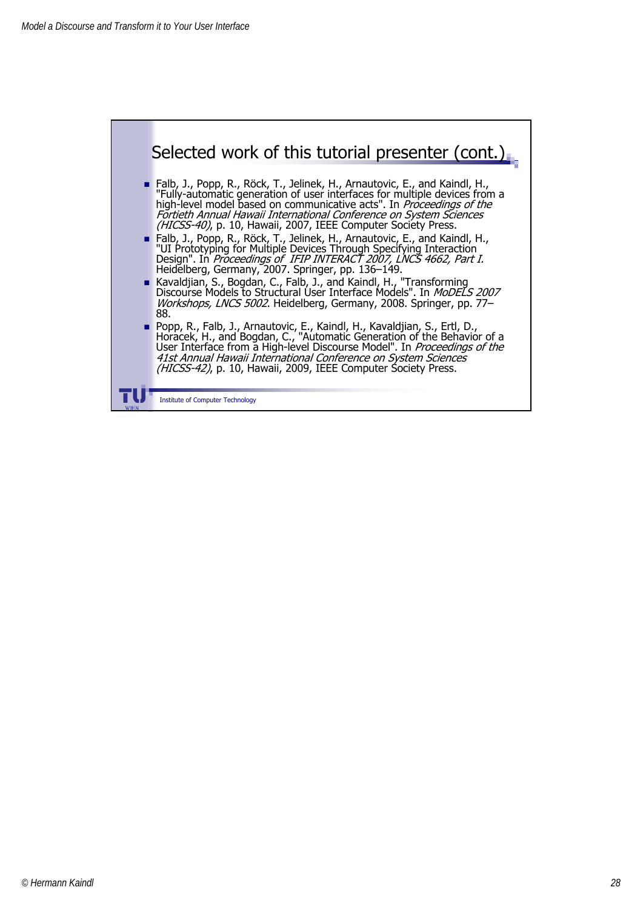## Selected work of this tutorial presenter (cont.)

- Falb, J., Popp, R., Röck, T., Jelinek, H., Arnautovic, E., and Kaindl, H., "Fully-automatic generation of user interfaces for multiple devices from a high-level model based on communicative acts". In *Proceedings of the Fortieth Annual Hawaii International Conference on System Sciences (HICSS-40)*, p. 10, Hawaii, 2007, IEEE Computer Society Press.
- Falb, J., Popp, R., Röck, T., Jelinek, H., Arnautovic, E., and Kaindl, H., "UI Prototyping for Multiple Devices Through Specifying Interaction Design". In *Proceedings of IFIP INTERACT 2007, LNCS 4662, Part I.* Heidelberg, Germany, 2007. Springer, pp. 136–149.
- Kavaldjian, S., Bogdan, C., Falb, J., and Kaindl, H., "Transforming Discourse Models to Structural User Interface Models". In *MoDELS 2007 Workshops, LNCS 5002*. Heidelberg, Germany, 2008. Springer, pp. 77–88.
- Popp, R., Falb, J., Arnautovic, E., Kaindl, H., Kavaldjian, S., Ertl, D., Horacek, H., and Bogdan, C., "Automatic Generation of the Behavior of a User Interface from a High-level Discourse Model". In *Proceedings of the 41st Annual Hawaii International Conference on System Sciences (HICSS-42)*, p. 10, Hawaii, 2009, IEEE Computer Society Press.

Institute of Computer Technology